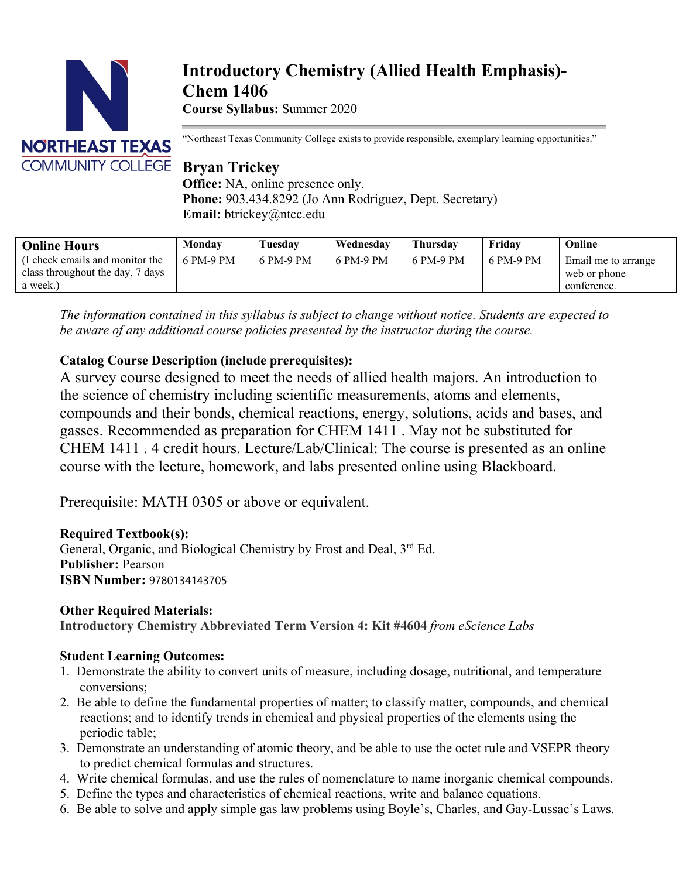# Introductory Chemistry (Allied Health Emphasis)-Chem 1406

**Course Syllabus:** Summer 2020

"Northeast Texas Community College exists to provide responsible, exemplary learning opportunities."

## Bryan Trickey

**Office:** NA, online presence only.
**Phone:** 903.434.8292 (Jo Ann Rodriguez, Dept. Secretary)
**Email:** btrickey@ntcc.edu

| **Online Hours** | **Monday** | **Tuesday** | **Wednesday** | **Thursday** | **Friday** | **Online** |
|---|---|---|---|---|---|---|
| (I check emails and monitor the class throughout the day, 7 days a week.) | 6 PM-9 PM | 6 PM-9 PM | 6 PM-9 PM | 6 PM-9 PM | 6 PM-9 PM | Email me to arrange web or phone conference. |

*The information contained in this syllabus is subject to change without notice. Students are expected to be aware of any additional course policies presented by the instructor during the course.*

**Catalog Course Description (include prerequisites):**

A survey course designed to meet the needs of allied health majors. An introduction to the science of chemistry including scientific measurements, atoms and elements, compounds and their bonds, chemical reactions, energy, solutions, acids and bases, and gasses. Recommended as preparation for CHEM 1411 . May not be substituted for CHEM 1411 . 4 credit hours. Lecture/Lab/Clinical: The course is presented as an online course with the lecture, homework, and labs presented online using Blackboard.

Prerequisite: MATH 0305 or above or equivalent.

**Required Textbook(s):**
General, Organic, and Biological Chemistry by Frost and Deal, 3rd Ed.
**Publisher:** Pearson
**ISBN Number:** 9780134143705

**Other Required Materials:**
**Introductory Chemistry Abbreviated Term Version 4: Kit #4604** *from eScience Labs*

**Student Learning Outcomes:**

1. Demonstrate the ability to convert units of measure, including dosage, nutritional, and temperature conversions;
2. Be able to define the fundamental properties of matter; to classify matter, compounds, and chemical reactions; and to identify trends in chemical and physical properties of the elements using the periodic table;
3. Demonstrate an understanding of atomic theory, and be able to use the octet rule and VSEPR theory to predict chemical formulas and structures.
4. Write chemical formulas, and use the rules of nomenclature to name inorganic chemical compounds.
5. Define the types and characteristics of chemical reactions, write and balance equations.
6. Be able to solve and apply simple gas law problems using Boyle's, Charles, and Gay-Lussac's Laws.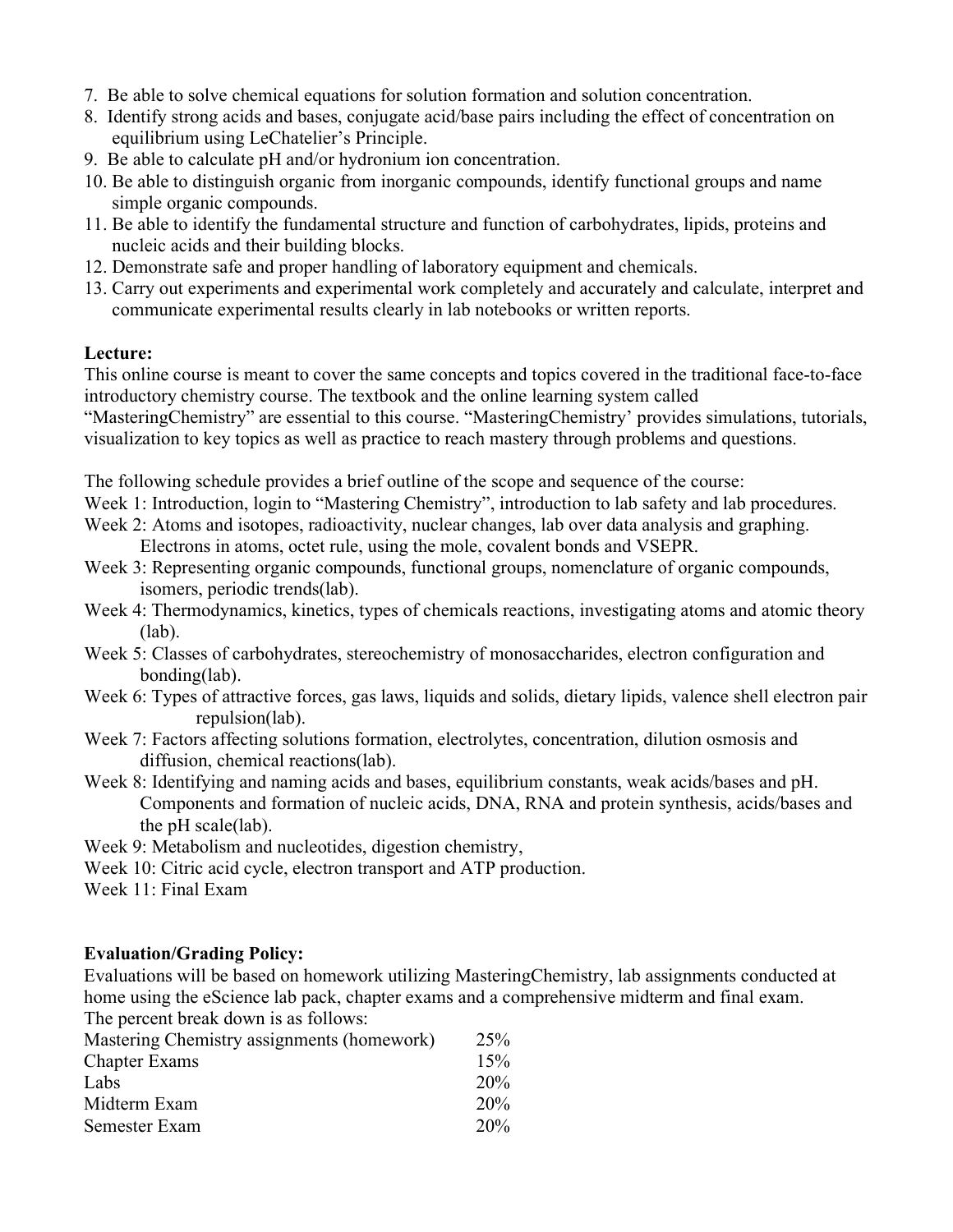7. Be able to solve chemical equations for solution formation and solution concentration.
8. Identify strong acids and bases, conjugate acid/base pairs including the effect of concentration on equilibrium using LeChatelier's Principle.
9. Be able to calculate pH and/or hydronium ion concentration.
10. Be able to distinguish organic from inorganic compounds, identify functional groups and name simple organic compounds.
11. Be able to identify the fundamental structure and function of carbohydrates, lipids, proteins and nucleic acids and their building blocks.
12. Demonstrate safe and proper handling of laboratory equipment and chemicals.
13. Carry out experiments and experimental work completely and accurately and calculate, interpret and communicate experimental results clearly in lab notebooks or written reports.

**Lecture:**

This online course is meant to cover the same concepts and topics covered in the traditional face-to-face introductory chemistry course. The textbook and the online learning system called "MasteringChemistry" are essential to this course. "MasteringChemistry' provides simulations, tutorials, visualization to key topics as well as practice to reach mastery through problems and questions.

The following schedule provides a brief outline of the scope and sequence of the course:

Week 1: Introduction, login to "Mastering Chemistry", introduction to lab safety and lab procedures.

Week 2: Atoms and isotopes, radioactivity, nuclear changes, lab over data analysis and graphing. Electrons in atoms, octet rule, using the mole, covalent bonds and VSEPR.

Week 3: Representing organic compounds, functional groups, nomenclature of organic compounds, isomers, periodic trends(lab).

Week 4: Thermodynamics, kinetics, types of chemicals reactions, investigating atoms and atomic theory (lab).

Week 5: Classes of carbohydrates, stereochemistry of monosaccharides, electron configuration and bonding(lab).

Week 6: Types of attractive forces, gas laws, liquids and solids, dietary lipids, valence shell electron pair repulsion(lab).

Week 7: Factors affecting solutions formation, electrolytes, concentration, dilution osmosis and diffusion, chemical reactions(lab).

Week 8: Identifying and naming acids and bases, equilibrium constants, weak acids/bases and pH. Components and formation of nucleic acids, DNA, RNA and protein synthesis, acids/bases and the pH scale(lab).

Week 9: Metabolism and nucleotides, digestion chemistry,

Week 10: Citric acid cycle, electron transport and ATP production.

Week 11: Final Exam

**Evaluation/Grading Policy:**

Evaluations will be based on homework utilizing MasteringChemistry, lab assignments conducted at home using the eScience lab pack, chapter exams and a comprehensive midterm and final exam. The percent break down is as follows:

| | |
|---|---|
| Mastering Chemistry assignments (homework) | 25% |
| Chapter Exams | 15% |
| Labs | 20% |
| Midterm Exam | 20% |
| Semester Exam | 20% |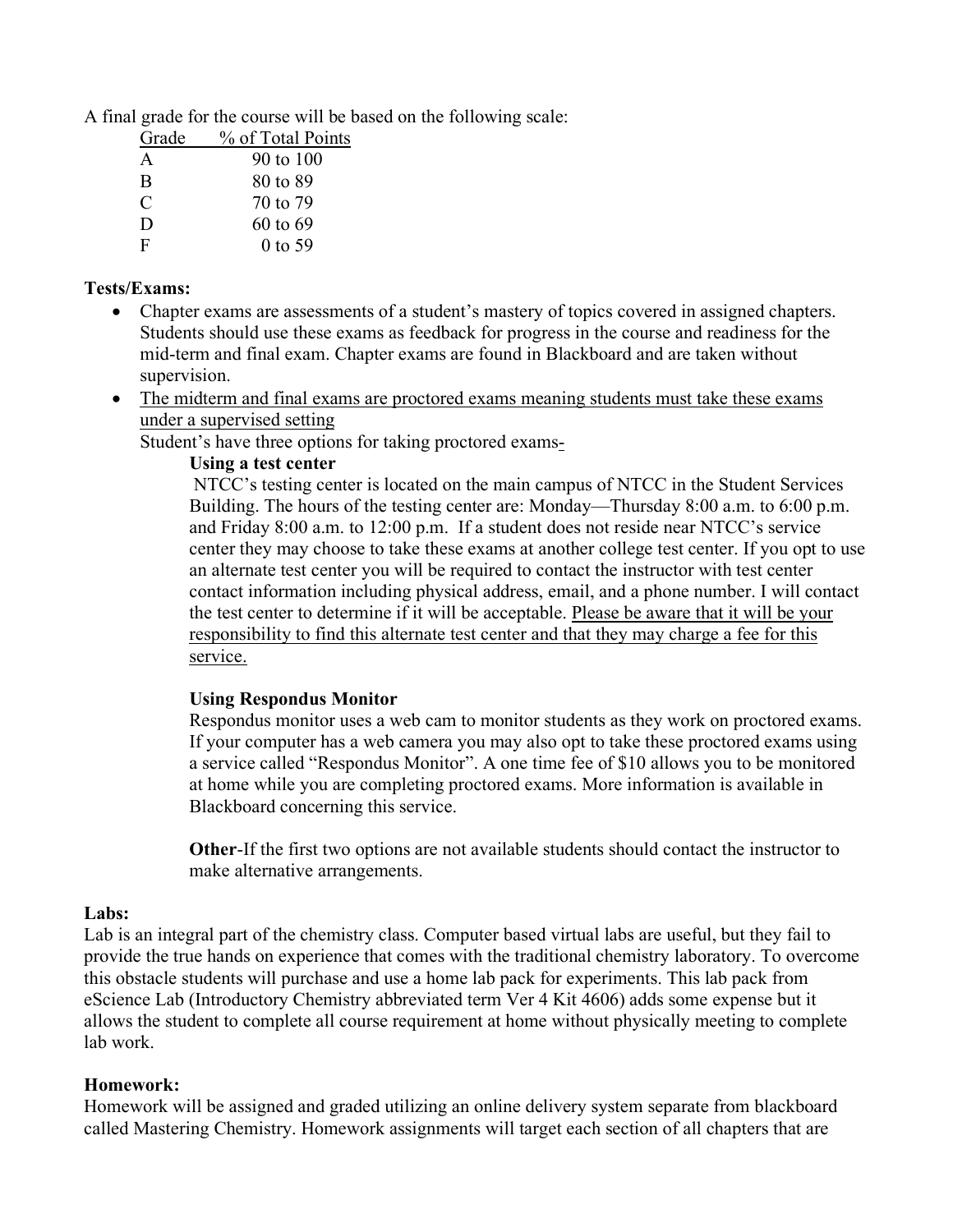A final grade for the course will be based on the following scale:

| Grade | % of Total Points |
| --- | --- |
| A | 90 to 100 |
| B | 80 to 89 |
| C | 70 to 79 |
| D | 60 to 69 |
| F | 0 to 59 |

**Tests/Exams:**

- Chapter exams are assessments of a student's mastery of topics covered in assigned chapters. Students should use these exams as feedback for progress in the course and readiness for the mid-term and final exam. Chapter exams are found in Blackboard and are taken without supervision.
- <u>The midterm and final exams are proctored exams meaning students must take these exams under a supervised setting</u>

  Student's have three options for taking proctored exams-

  **Using a test center**

  NTCC's testing center is located on the main campus of NTCC in the Student Services Building. The hours of the testing center are: Monday—Thursday 8:00 a.m. to 6:00 p.m. and Friday 8:00 a.m. to 12:00 p.m. If a student does not reside near NTCC's service center they may choose to take these exams at another college test center. If you opt to use an alternate test center you will be required to contact the instructor with test center contact information including physical address, email, and a phone number. I will contact the test center to determine if it will be acceptable. <u>Please be aware that it will be your responsibility to find this alternate test center and that they may charge a fee for this service.</u>

  **Using Respondus Monitor**

  Respondus monitor uses a web cam to monitor students as they work on proctored exams. If your computer has a web camera you may also opt to take these proctored exams using a service called "Respondus Monitor". A one time fee of $10 allows you to be monitored at home while you are completing proctored exams. More information is available in Blackboard concerning this service.

  **Other**-If the first two options are not available students should contact the instructor to make alternative arrangements.

**Labs:**

Lab is an integral part of the chemistry class. Computer based virtual labs are useful, but they fail to provide the true hands on experience that comes with the traditional chemistry laboratory. To overcome this obstacle students will purchase and use a home lab pack for experiments. This lab pack from eScience Lab (Introductory Chemistry abbreviated term Ver 4 Kit 4606) adds some expense but it allows the student to complete all course requirement at home without physically meeting to complete lab work.

**Homework:**

Homework will be assigned and graded utilizing an online delivery system separate from blackboard called Mastering Chemistry. Homework assignments will target each section of all chapters that are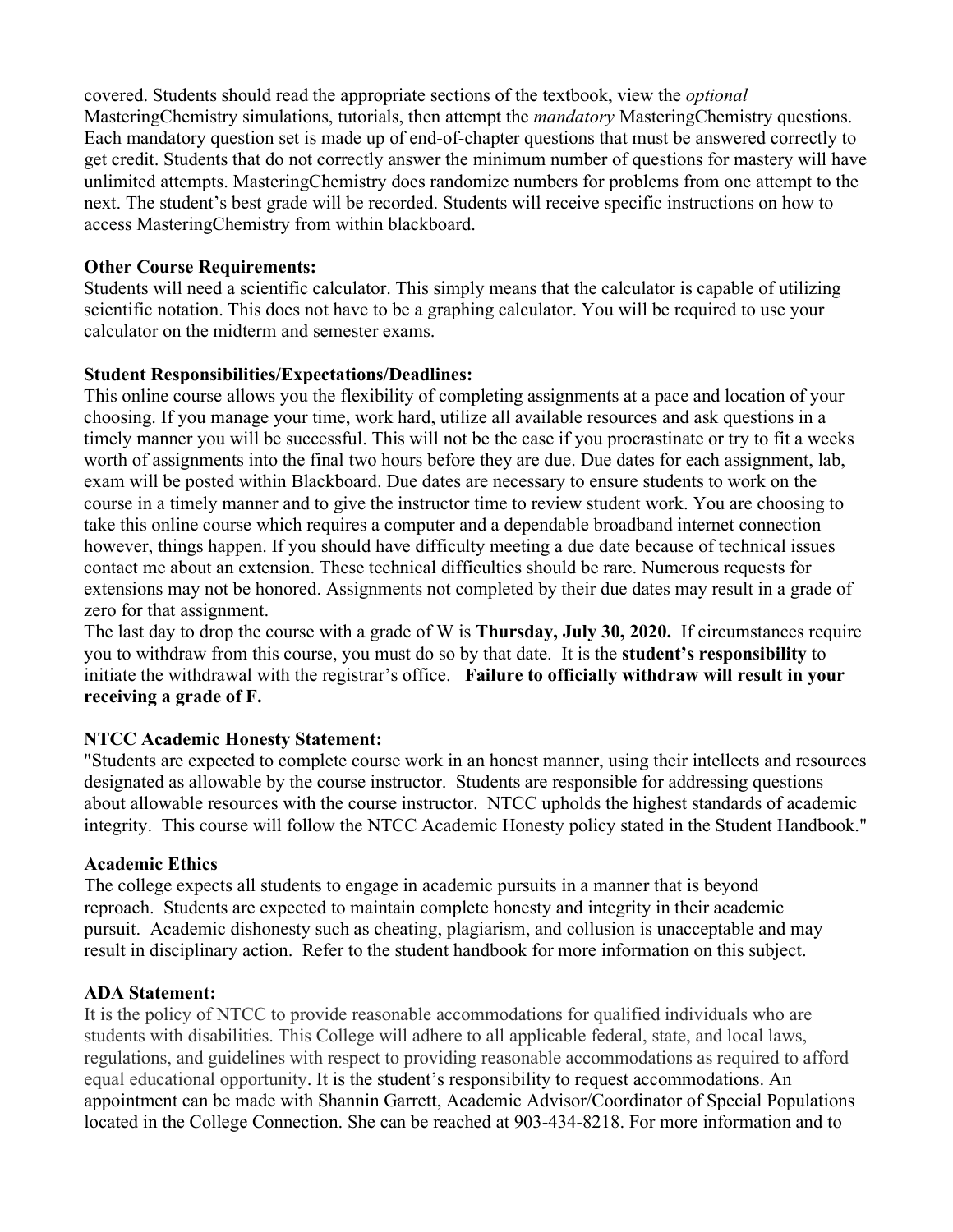covered. Students should read the appropriate sections of the textbook, view the *optional* MasteringChemistry simulations, tutorials, then attempt the *mandatory* MasteringChemistry questions. Each mandatory question set is made up of end-of-chapter questions that must be answered correctly to get credit. Students that do not correctly answer the minimum number of questions for mastery will have unlimited attempts. MasteringChemistry does randomize numbers for problems from one attempt to the next. The student's best grade will be recorded. Students will receive specific instructions on how to access MasteringChemistry from within blackboard.

**Other Course Requirements:**
Students will need a scientific calculator. This simply means that the calculator is capable of utilizing scientific notation. This does not have to be a graphing calculator. You will be required to use your calculator on the midterm and semester exams.

**Student Responsibilities/Expectations/Deadlines:**
This online course allows you the flexibility of completing assignments at a pace and location of your choosing. If you manage your time, work hard, utilize all available resources and ask questions in a timely manner you will be successful. This will not be the case if you procrastinate or try to fit a weeks worth of assignments into the final two hours before they are due. Due dates for each assignment, lab, exam will be posted within Blackboard. Due dates are necessary to ensure students to work on the course in a timely manner and to give the instructor time to review student work. You are choosing to take this online course which requires a computer and a dependable broadband internet connection however, things happen. If you should have difficulty meeting a due date because of technical issues contact me about an extension. These technical difficulties should be rare. Numerous requests for extensions may not be honored. Assignments not completed by their due dates may result in a grade of zero for that assignment.
The last day to drop the course with a grade of W is **Thursday, July 30, 2020.** If circumstances require you to withdraw from this course, you must do so by that date. It is the **student's responsibility** to initiate the withdrawal with the registrar's office. **Failure to officially withdraw will result in your receiving a grade of F.**

**NTCC Academic Honesty Statement:**
"Students are expected to complete course work in an honest manner, using their intellects and resources designated as allowable by the course instructor. Students are responsible for addressing questions about allowable resources with the course instructor. NTCC upholds the highest standards of academic integrity. This course will follow the NTCC Academic Honesty policy stated in the Student Handbook."

**Academic Ethics**
The college expects all students to engage in academic pursuits in a manner that is beyond reproach. Students are expected to maintain complete honesty and integrity in their academic pursuit. Academic dishonesty such as cheating, plagiarism, and collusion is unacceptable and may result in disciplinary action. Refer to the student handbook for more information on this subject.

**ADA Statement:**
It is the policy of NTCC to provide reasonable accommodations for qualified individuals who are students with disabilities. This College will adhere to all applicable federal, state, and local laws, regulations, and guidelines with respect to providing reasonable accommodations as required to afford equal educational opportunity. It is the student's responsibility to request accommodations. An appointment can be made with Shannin Garrett, Academic Advisor/Coordinator of Special Populations located in the College Connection. She can be reached at 903-434-8218. For more information and to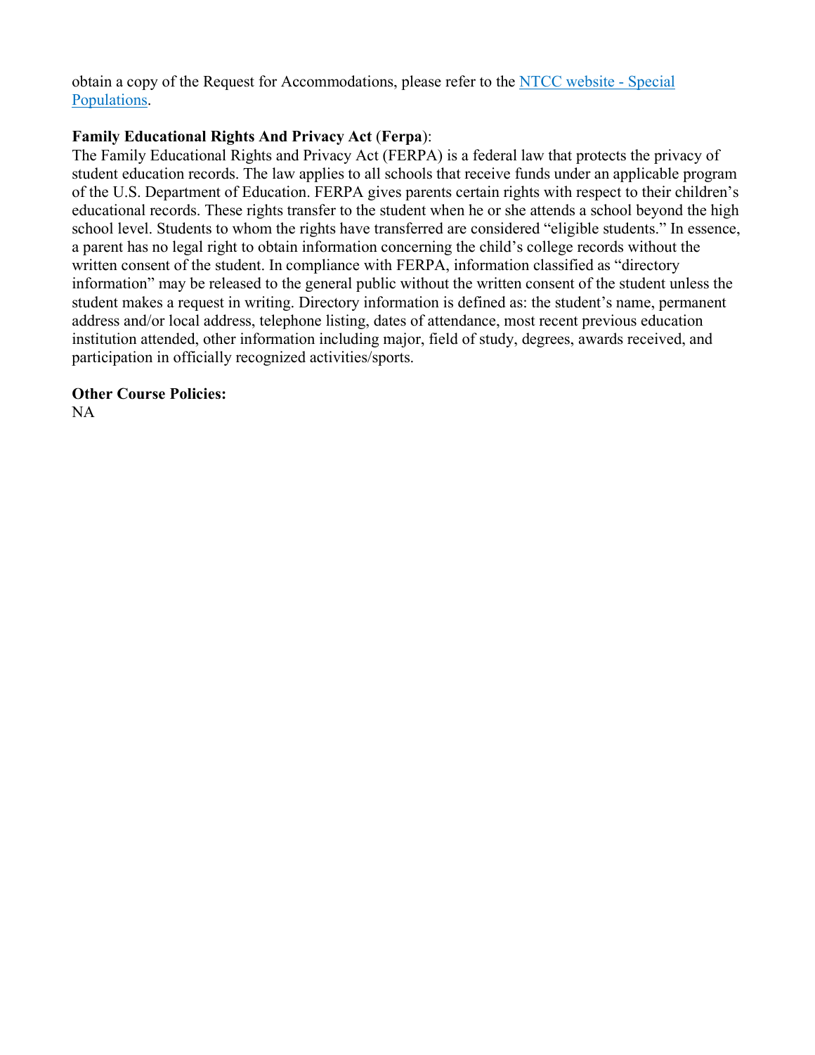obtain a copy of the Request for Accommodations, please refer to the [NTCC website - Special Populations](#).

**Family Educational Rights And Privacy Act** (**Ferpa**):
The Family Educational Rights and Privacy Act (FERPA) is a federal law that protects the privacy of student education records. The law applies to all schools that receive funds under an applicable program of the U.S. Department of Education. FERPA gives parents certain rights with respect to their children's educational records. These rights transfer to the student when he or she attends a school beyond the high school level. Students to whom the rights have transferred are considered "eligible students." In essence, a parent has no legal right to obtain information concerning the child's college records without the written consent of the student. In compliance with FERPA, information classified as "directory information" may be released to the general public without the written consent of the student unless the student makes a request in writing. Directory information is defined as: the student's name, permanent address and/or local address, telephone listing, dates of attendance, most recent previous education institution attended, other information including major, field of study, degrees, awards received, and participation in officially recognized activities/sports.

**Other Course Policies:**
NA